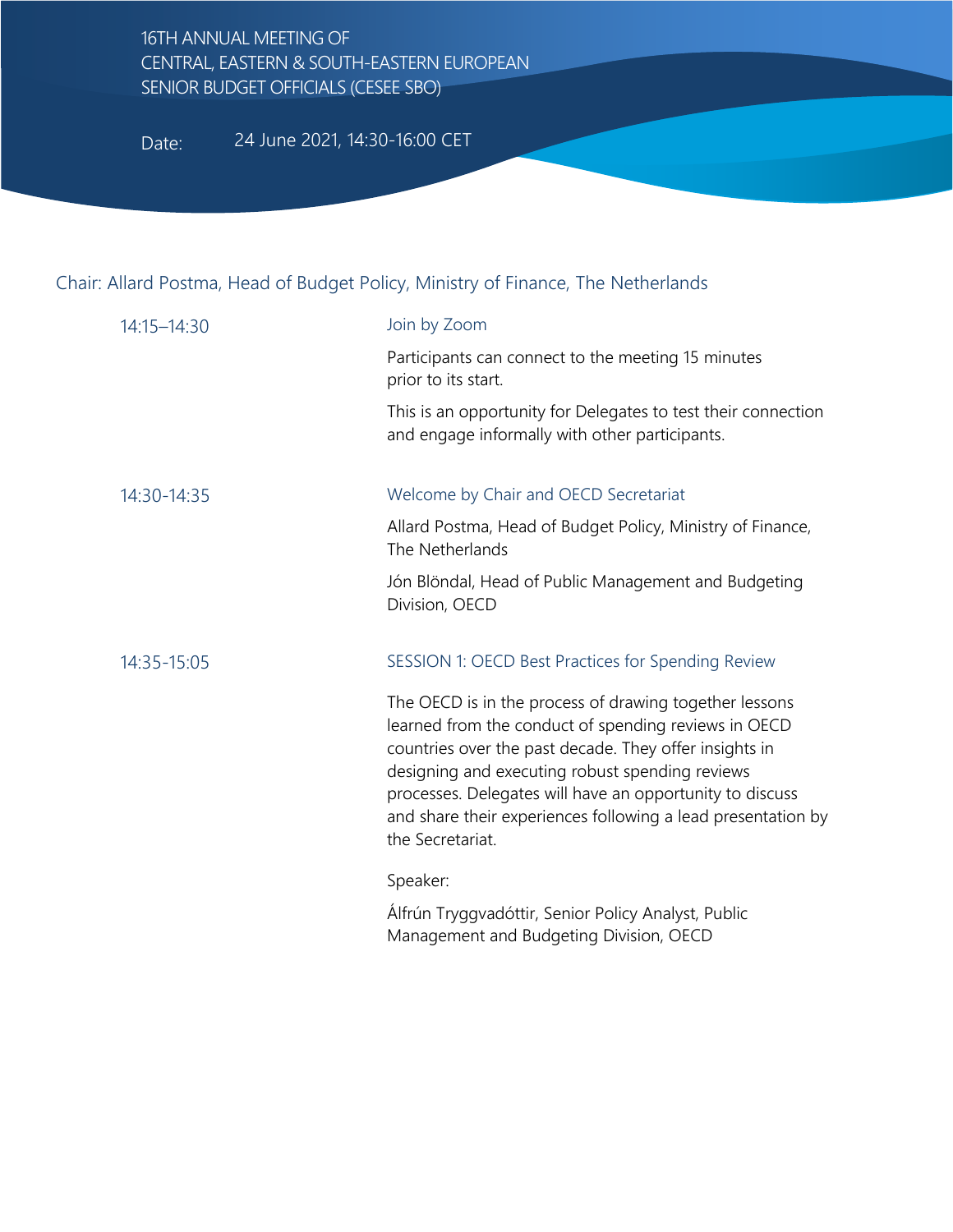# 16TH ANNUAL MEETING OF CENTRAL, EASTERN & SOUTH-EASTERN EUROPEAN SENIOR BUDGET OFFICIALS (CESEE SBO)

Date: 24 June 2021, 14:30-16:00 CET

Chair: Allard Postma, Head of Budget Policy, Ministry of Finance, The Netherlands

**14:15–14:30**

### Join by Zoom

Participants can connect to the meeting 15 minutes prior to its start.

This is an opportunity for Delegates to test their connection and engage informally with other participants.

**14:30-14:35**

### Welcome by Chair and OECD Secretariat

Allard Postma, Head of Budget Policy, Ministry of Finance, The Netherlands

Jón Blöndal, Head of Public Management and Budgeting Division, OECD

**14:35-15:05**

### SESSION 1: OECD Best Practices for Spending Review

The OECD is in the process of drawing together lessons learned from the conduct of spending reviews in OECD countries over the past decade. They offer insights in designing and executing robust spending reviews processes. Delegates will have an opportunity to discuss and share their experiences following a lead presentation by the Secretariat.

Speaker:

Álfrún Tryggvadóttir, Senior Policy Analyst, Public Management and Budgeting Division, OECD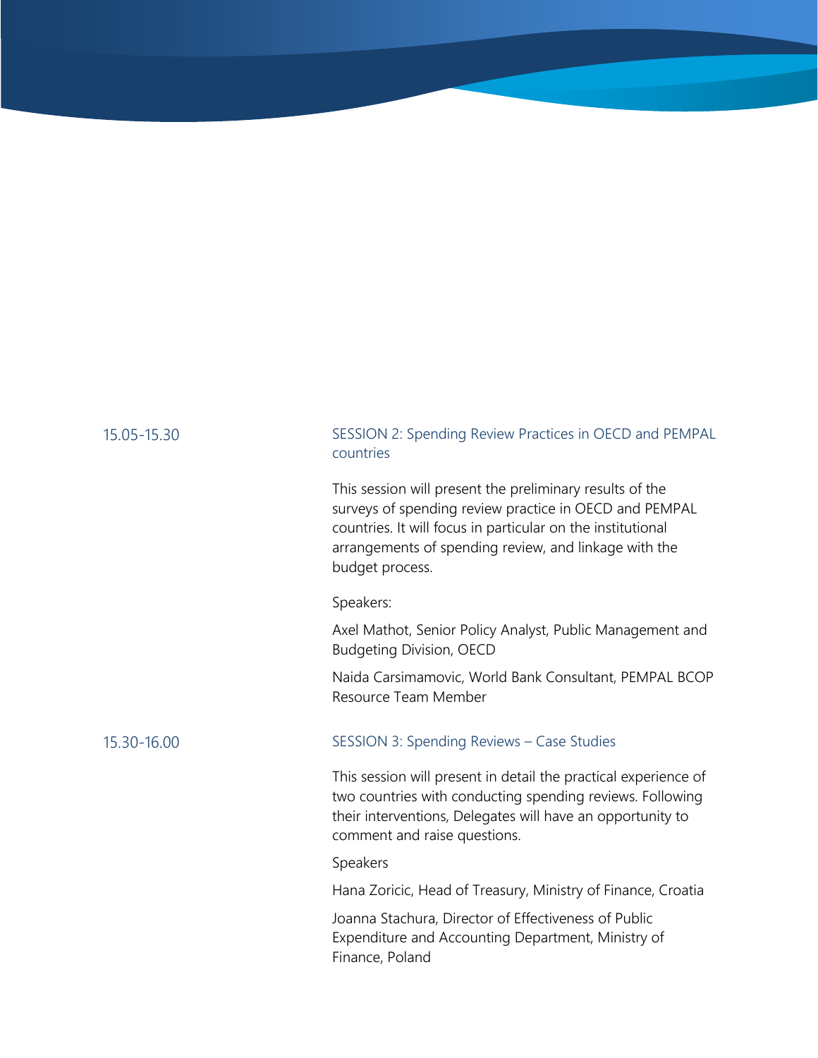| | |
|---|---|
| 15.05-15.30 | SESSION 2: Spending Review Practices in OECD and PEMPAL countries |

This session will present the preliminary results of the surveys of spending review practice in OECD and PEMPAL countries. It will focus in particular on the institutional arrangements of spending review, and linkage with the budget process.

Speakers:

Axel Mathot, Senior Policy Analyst, Public Management and Budgeting Division, OECD

Naida Carsimamovic, World Bank Consultant, PEMPAL BCOP Resource Team Member

| | |
|---|---|
| 15.30-16.00 | SESSION 3: Spending Reviews – Case Studies |

This session will present in detail the practical experience of two countries with conducting spending reviews. Following their interventions, Delegates will have an opportunity to comment and raise questions.

Speakers

Hana Zoricic, Head of Treasury, Ministry of Finance, Croatia

Joanna Stachura, Director of Effectiveness of Public Expenditure and Accounting Department, Ministry of Finance, Poland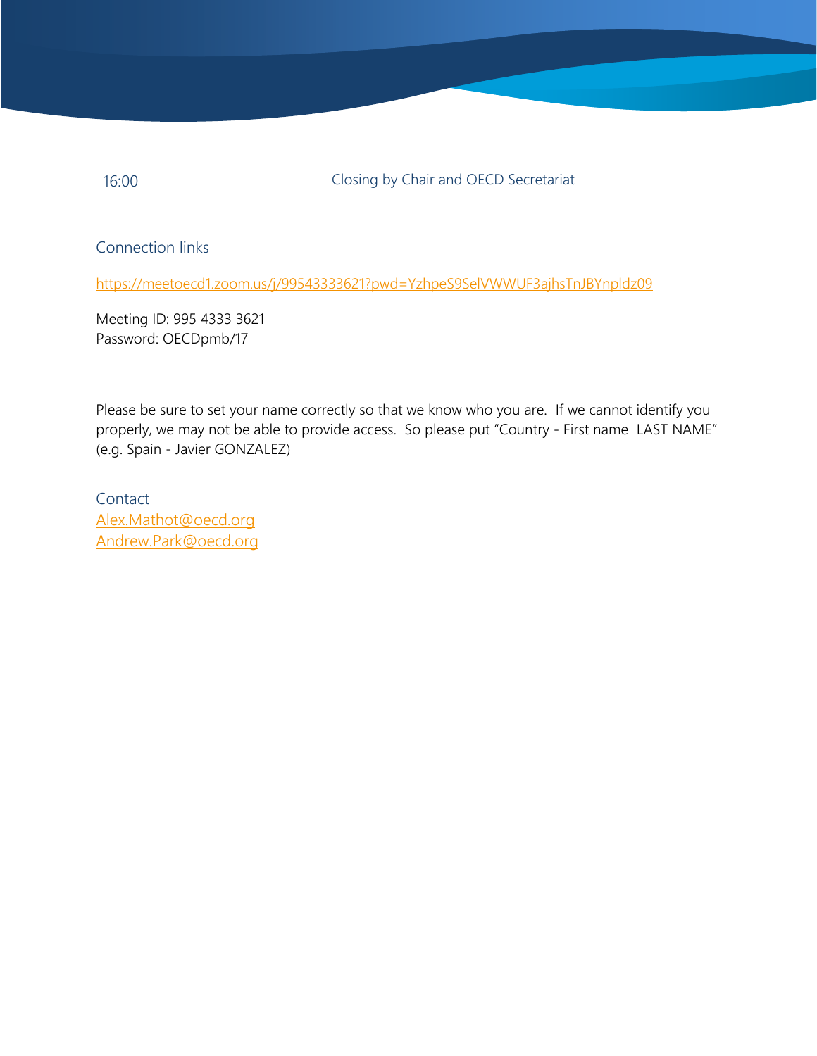| | |
|---|---|
| 16:00 | Closing by Chair and OECD Secretariat |

## Connection links

https://meetoecd1.zoom.us/j/99543333621?pwd=YzhpeS9SelVWWUF3ajhsTnJBYnpldz09

Meeting ID: 995 4333 3621
Password: OECDpmb/17

Please be sure to set your name correctly so that we know who you are. If we cannot identify you properly, we may not be able to provide access. So please put "Country - First name LAST NAME" (e.g. Spain - Javier GONZALEZ)

## Contact

Alex.Mathot@oecd.org
Andrew.Park@oecd.org